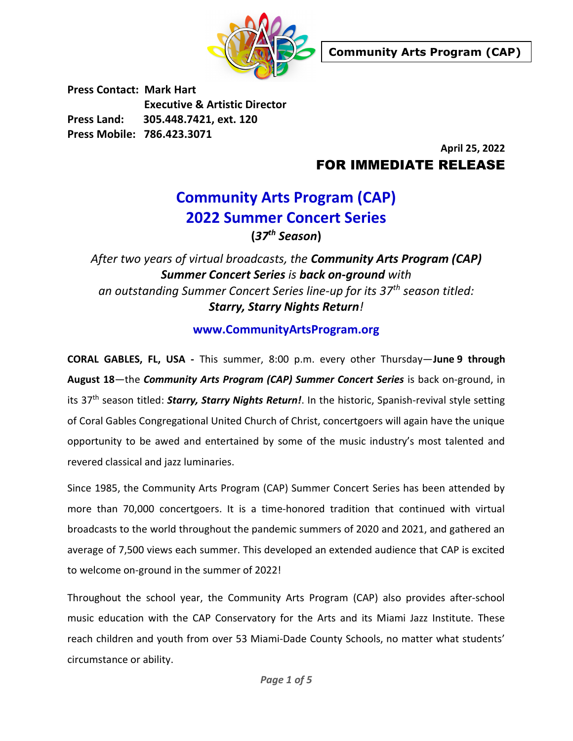**Community Arts Program (CAP)**

**Press Contact: Mark Hart**
**Executive & Artistic Director**
**Press Land: 305.448.7421, ext. 120**
**Press Mobile: 786.423.3071**

**April 25, 2022**

**FOR IMMEDIATE RELEASE**

# Community Arts Program (CAP) 2022 Summer Concert Series

**(*37th Season*)**

*After two years of virtual broadcasts, the **Community Arts Program (CAP) Summer Concert Series** is **back on-ground** with an outstanding Summer Concert Series line-up for its 37th season titled: **Starry, Starry Nights Return**!*

**www.CommunityArtsProgram.org**

**CORAL GABLES, FL, USA -** This summer, 8:00 p.m. every other Thursday—**June 9 through August 18**—the ***Community Arts Program (CAP) Summer Concert Series*** is back on-ground, in its 37th season titled: ***Starry, Starry Nights Return!***. In the historic, Spanish-revival style setting of Coral Gables Congregational United Church of Christ, concertgoers will again have the unique opportunity to be awed and entertained by some of the music industry's most talented and revered classical and jazz luminaries.

Since 1985, the Community Arts Program (CAP) Summer Concert Series has been attended by more than 70,000 concertgoers. It is a time-honored tradition that continued with virtual broadcasts to the world throughout the pandemic summers of 2020 and 2021, and gathered an average of 7,500 views each summer. This developed an extended audience that CAP is excited to welcome on-ground in the summer of 2022!

Throughout the school year, the Community Arts Program (CAP) also provides after-school music education with the CAP Conservatory for the Arts and its Miami Jazz Institute. These reach children and youth from over 53 Miami-Dade County Schools, no matter what students' circumstance or ability.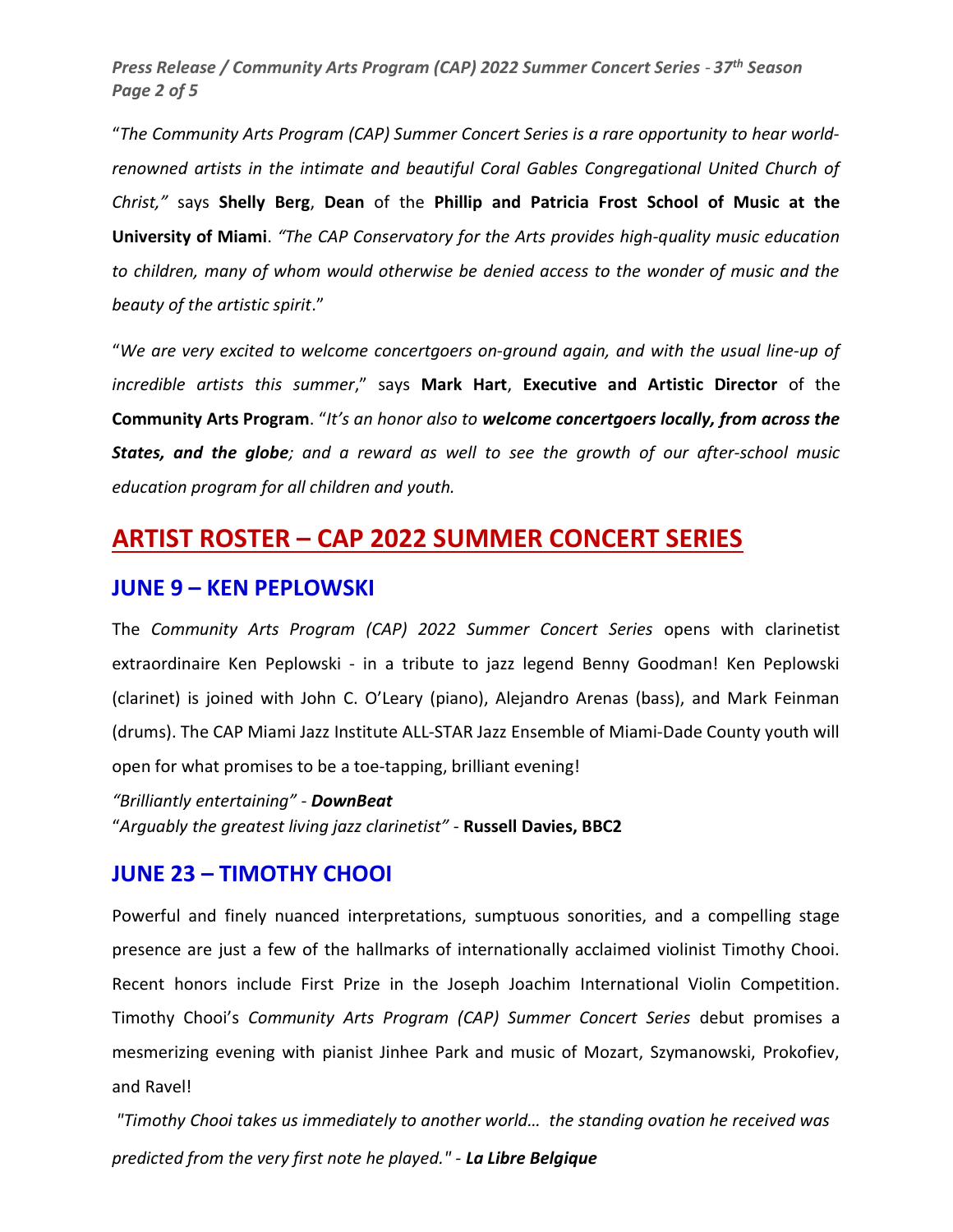"*The Community Arts Program (CAP) Summer Concert Series is a rare opportunity to hear world-renowned artists in the intimate and beautiful Coral Gables Congregational United Church of Christ,"* says **Shelly Berg**, **Dean** of the **Phillip and Patricia Frost School of Music at the University of Miami**. *"The CAP Conservatory for the Arts provides high-quality music education to children, many of whom would otherwise be denied access to the wonder of music and the beauty of the artistic spirit*."

"*We are very excited to welcome concertgoers on-ground again, and with the usual line-up of incredible artists this summer*," says **Mark Hart**, **Executive and Artistic Director** of the **Community Arts Program**. "*It's an honor also to* ***welcome concertgoers locally, from across the States, and the globe****; and a reward as well to see the growth of our after-school music education program for all children and youth.*

## ARTIST ROSTER – CAP 2022 SUMMER CONCERT SERIES

### JUNE 9 – KEN PEPLOWSKI

The *Community Arts Program (CAP) 2022 Summer Concert Series* opens with clarinetist extraordinaire Ken Peplowski - in a tribute to jazz legend Benny Goodman! Ken Peplowski (clarinet) is joined with John C. O'Leary (piano), Alejandro Arenas (bass), and Mark Feinman (drums). The CAP Miami Jazz Institute ALL-STAR Jazz Ensemble of Miami-Dade County youth will open for what promises to be a toe-tapping, brilliant evening!

*"Brilliantly entertaining"* - ***DownBeat***
"*Arguably the greatest living jazz clarinetist"* - **Russell Davies, BBC2**

### JUNE 23 – TIMOTHY CHOOI

Powerful and finely nuanced interpretations, sumptuous sonorities, and a compelling stage presence are just a few of the hallmarks of internationally acclaimed violinist Timothy Chooi. Recent honors include First Prize in the Joseph Joachim International Violin Competition. Timothy Chooi's *Community Arts Program (CAP) Summer Concert Series* debut promises a mesmerizing evening with pianist Jinhee Park and music of Mozart, Szymanowski, Prokofiev, and Ravel!

*"Timothy Chooi takes us immediately to another world… the standing ovation he received was predicted from the very first note he played."* - ***La Libre Belgique***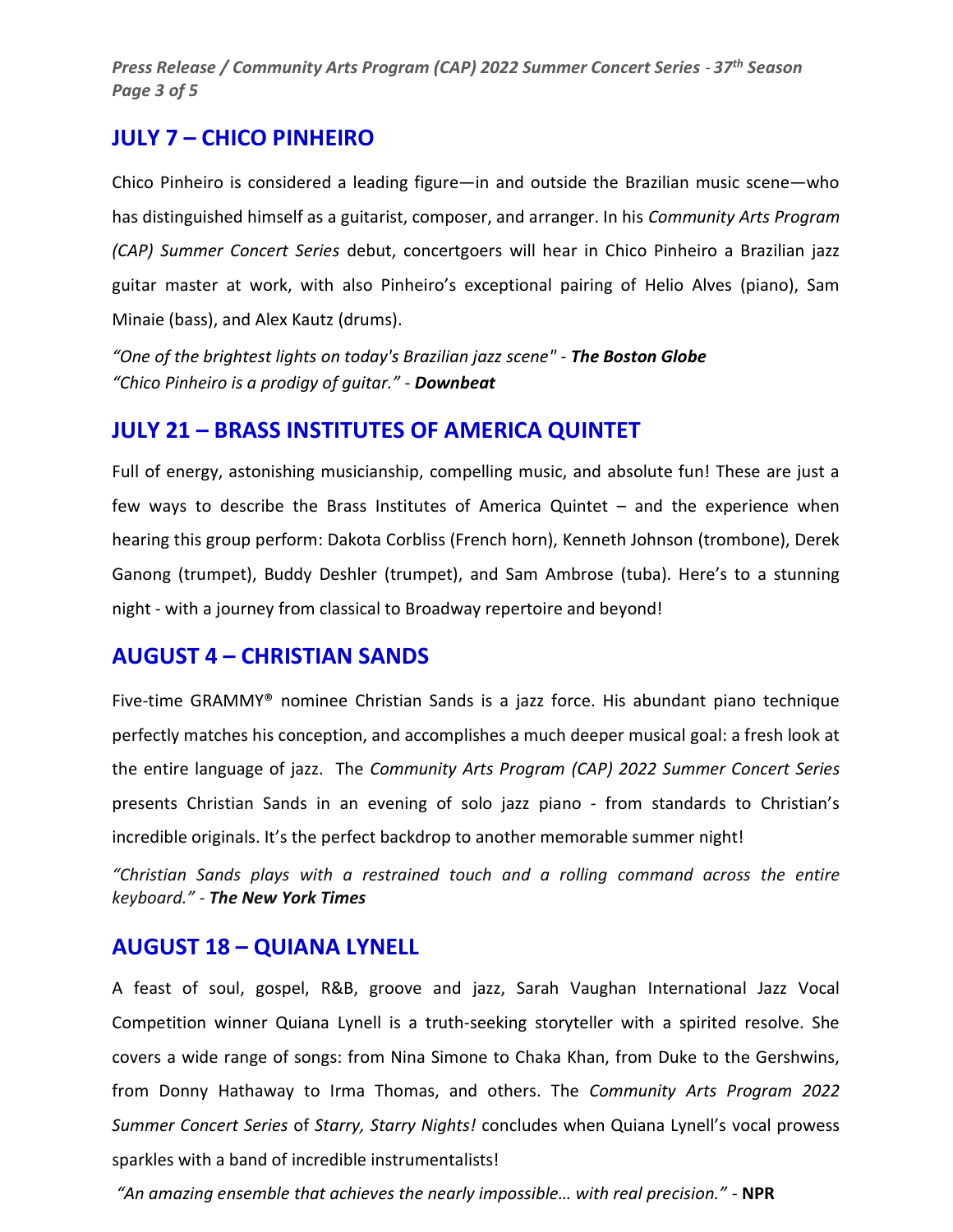## JULY 7 – CHICO PINHEIRO

Chico Pinheiro is considered a leading figure—in and outside the Brazilian music scene—who has distinguished himself as a guitarist, composer, and arranger. In his *Community Arts Program (CAP) Summer Concert Series* debut, concertgoers will hear in Chico Pinheiro a Brazilian jazz guitar master at work, with also Pinheiro's exceptional pairing of Helio Alves (piano), Sam Minaie (bass), and Alex Kautz (drums).

*"One of the brightest lights on today's Brazilian jazz scene"* - ***The Boston Globe***
*"Chico Pinheiro is a prodigy of guitar."* - ***Downbeat***

## JULY 21 – BRASS INSTITUTES OF AMERICA QUINTET

Full of energy, astonishing musicianship, compelling music, and absolute fun! These are just a few ways to describe the Brass Institutes of America Quintet – and the experience when hearing this group perform: Dakota Corbliss (French horn), Kenneth Johnson (trombone), Derek Ganong (trumpet), Buddy Deshler (trumpet), and Sam Ambrose (tuba). Here's to a stunning night - with a journey from classical to Broadway repertoire and beyond!

## AUGUST 4 – CHRISTIAN SANDS

Five-time GRAMMY® nominee Christian Sands is a jazz force. His abundant piano technique perfectly matches his conception, and accomplishes a much deeper musical goal: a fresh look at the entire language of jazz. The *Community Arts Program (CAP) 2022 Summer Concert Series* presents Christian Sands in an evening of solo jazz piano - from standards to Christian's incredible originals. It's the perfect backdrop to another memorable summer night!

*"Christian Sands plays with a restrained touch and a rolling command across the entire keyboard."* - ***The New York Times***

## AUGUST 18 – QUIANA LYNELL

A feast of soul, gospel, R&B, groove and jazz, Sarah Vaughan International Jazz Vocal Competition winner Quiana Lynell is a truth-seeking storyteller with a spirited resolve. She covers a wide range of songs: from Nina Simone to Chaka Khan, from Duke to the Gershwins, from Donny Hathaway to Irma Thomas, and others. The *Community Arts Program 2022 Summer Concert Series* of *Starry, Starry Nights!* concludes when Quiana Lynell's vocal prowess sparkles with a band of incredible instrumentalists!

*"An amazing ensemble that achieves the nearly impossible… with real precision."* - **NPR**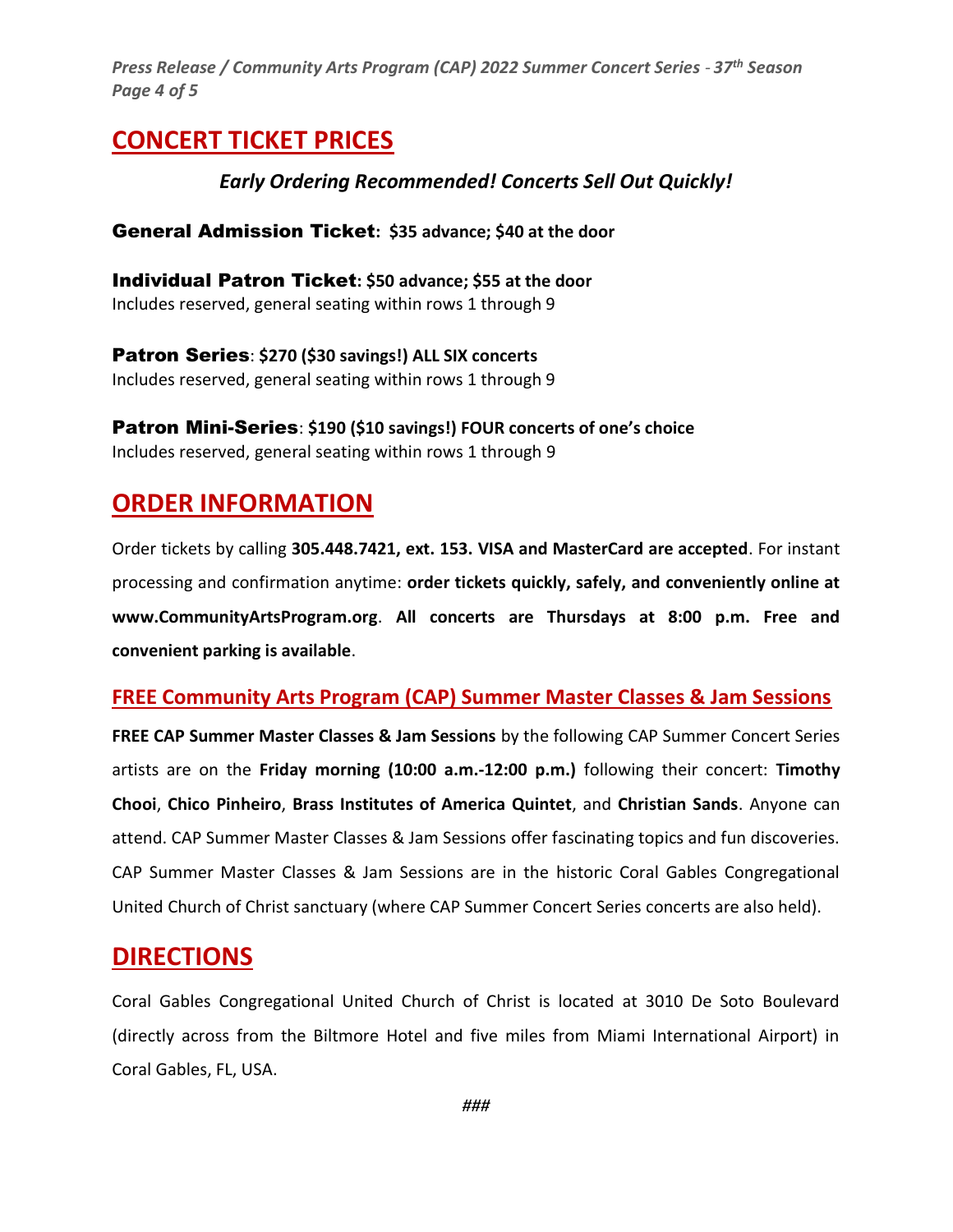## CONCERT TICKET PRICES

***Early Ordering Recommended! Concerts Sell Out Quickly!***

**General Admission Ticket: $35 advance; $40 at the door**

**Individual Patron Ticket: $50 advance; $55 at the door**
Includes reserved, general seating within rows 1 through 9

**Patron Series: $270 ($30 savings!) ALL SIX concerts**
Includes reserved, general seating within rows 1 through 9

**Patron Mini-Series: $190 ($10 savings!) FOUR concerts of one's choice**
Includes reserved, general seating within rows 1 through 9

## ORDER INFORMATION

Order tickets by calling **305.448.7421, ext. 153. VISA and MasterCard are accepted**. For instant processing and confirmation anytime: **order tickets quickly, safely, and conveniently online at www.CommunityArtsProgram.org**. **All concerts are Thursdays at 8:00 p.m. Free and convenient parking is available**.

### FREE Community Arts Program (CAP) Summer Master Classes & Jam Sessions

**FREE CAP Summer Master Classes & Jam Sessions** by the following CAP Summer Concert Series artists are on the **Friday morning (10:00 a.m.-12:00 p.m.)** following their concert: **Timothy Chooi**, **Chico Pinheiro**, **Brass Institutes of America Quintet**, and **Christian Sands**. Anyone can attend. CAP Summer Master Classes & Jam Sessions offer fascinating topics and fun discoveries. CAP Summer Master Classes & Jam Sessions are in the historic Coral Gables Congregational United Church of Christ sanctuary (where CAP Summer Concert Series concerts are also held).

## DIRECTIONS

Coral Gables Congregational United Church of Christ is located at 3010 De Soto Boulevard (directly across from the Biltmore Hotel and five miles from Miami International Airport) in Coral Gables, FL, USA.

*###*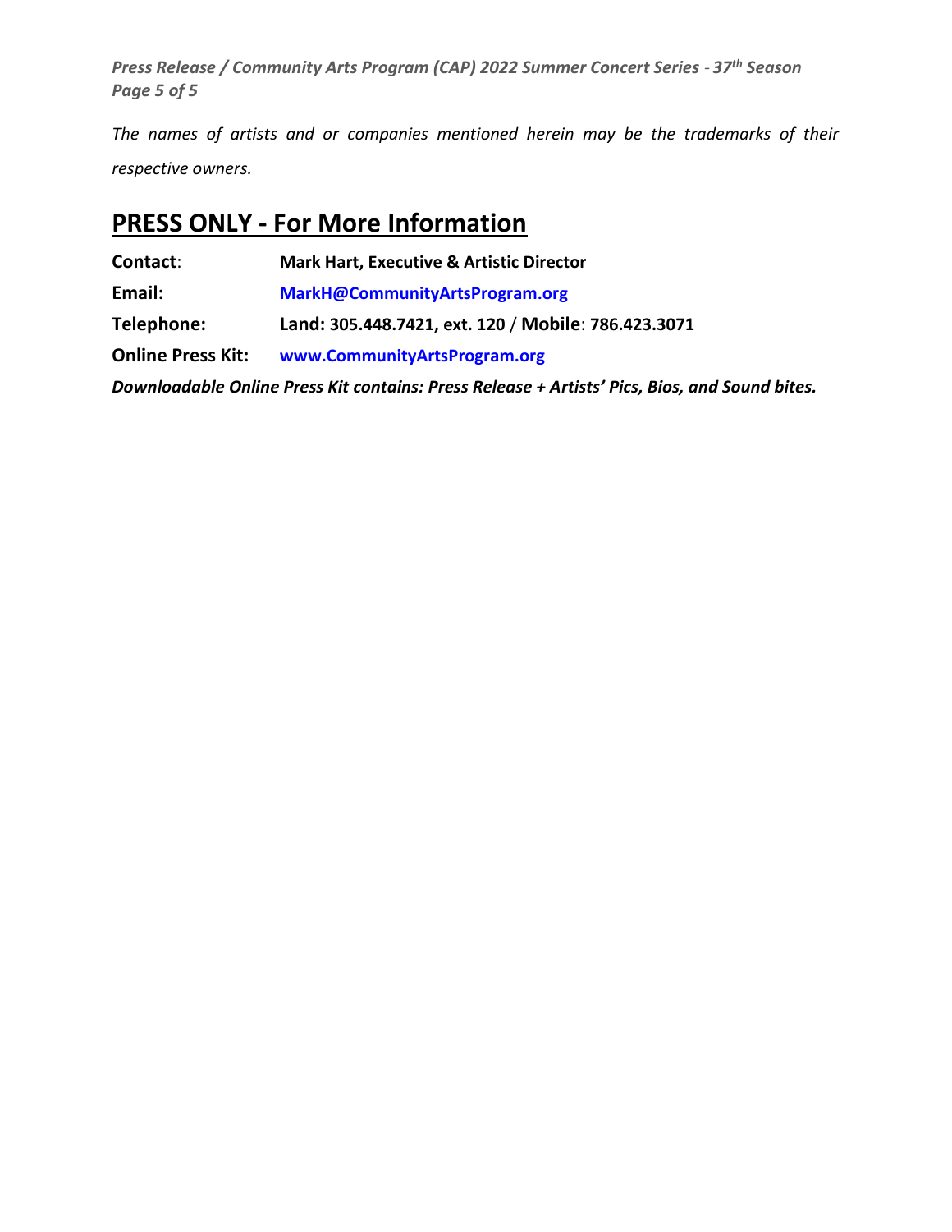*The names of artists and or companies mentioned herein may be the trademarks of their respective owners.*

## PRESS ONLY - For More Information

**Contact**: **Mark Hart, Executive & Artistic Director**

**Email:** **MarkH@CommunityArtsProgram.org**

**Telephone:** **Land: 305.448.7421, ext. 120 / Mobile: 786.423.3071**

**Online Press Kit:** **www.CommunityArtsProgram.org**

***Downloadable Online Press Kit contains: Press Release + Artists' Pics, Bios, and Sound bites.***